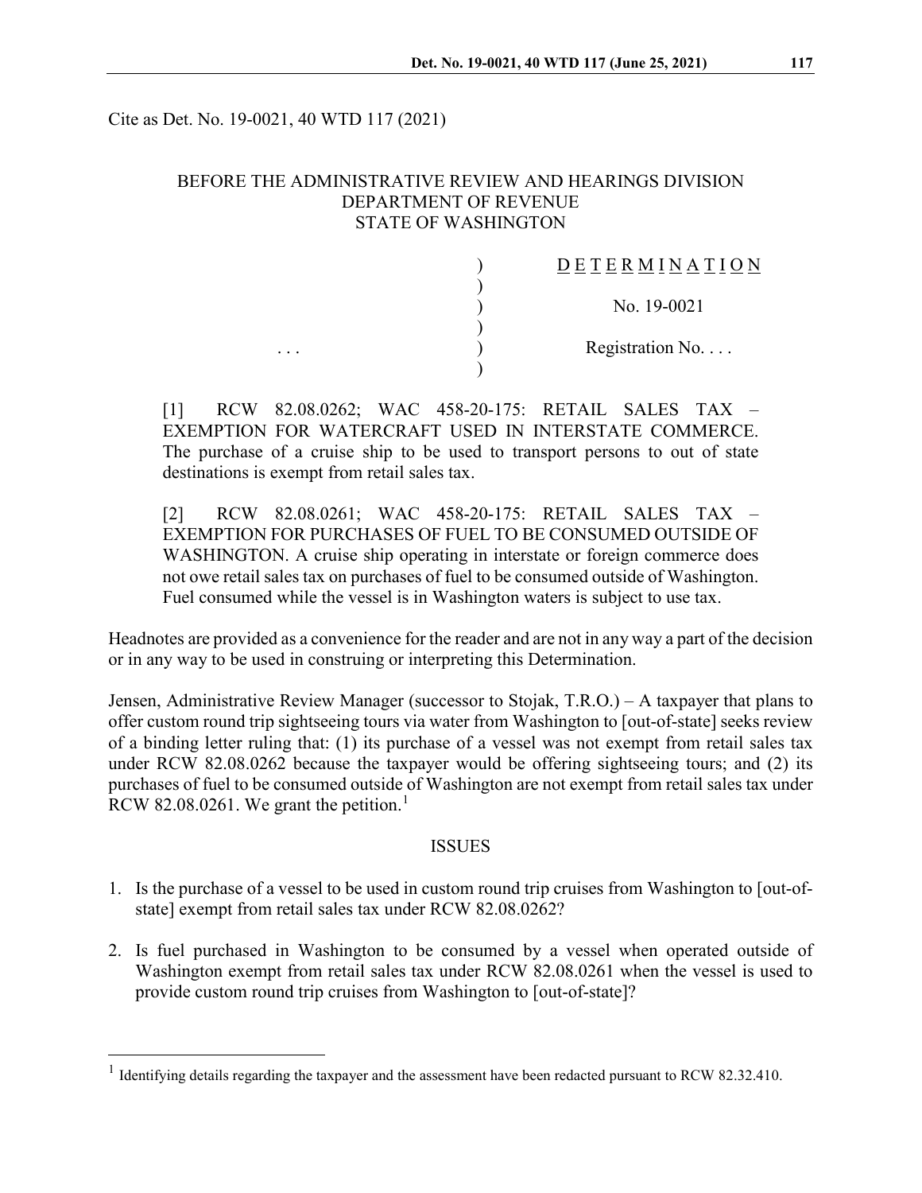Cite as Det. No. 19-0021, 40 WTD 117 (2021)

BEFORE THE ADMINISTRATIVE REVIEW AND HEARINGS DIVISION
DEPARTMENT OF REVENUE
STATE OF WASHINGTON

| | | |
|---|---|---|
| | ) | DETERMINATION |
| | ) | |
| | ) | No. 19-0021 |
| | ) | |
| . . . | ) | Registration No. . . . |
| | ) | |

[1] RCW 82.08.0262; WAC 458-20-175: RETAIL SALES TAX – EXEMPTION FOR WATERCRAFT USED IN INTERSTATE COMMERCE. The purchase of a cruise ship to be used to transport persons to out of state destinations is exempt from retail sales tax.

[2] RCW 82.08.0261; WAC 458-20-175: RETAIL SALES TAX – EXEMPTION FOR PURCHASES OF FUEL TO BE CONSUMED OUTSIDE OF WASHINGTON. A cruise ship operating in interstate or foreign commerce does not owe retail sales tax on purchases of fuel to be consumed outside of Washington. Fuel consumed while the vessel is in Washington waters is subject to use tax.

Headnotes are provided as a convenience for the reader and are not in any way a part of the decision or in any way to be used in construing or interpreting this Determination.

Jensen, Administrative Review Manager (successor to Stojak, T.R.O.) – A taxpayer that plans to offer custom round trip sightseeing tours via water from Washington to [out-of-state] seeks review of a binding letter ruling that: (1) its purchase of a vessel was not exempt from retail sales tax under RCW 82.08.0262 because the taxpayer would be offering sightseeing tours; and (2) its purchases of fuel to be consumed outside of Washington are not exempt from retail sales tax under RCW 82.08.0261. We grant the petition.[1]

## ISSUES

1. Is the purchase of a vessel to be used in custom round trip cruises from Washington to [out-of-state] exempt from retail sales tax under RCW 82.08.0262?
2. Is fuel purchased in Washington to be consumed by a vessel when operated outside of Washington exempt from retail sales tax under RCW 82.08.0261 when the vessel is used to provide custom round trip cruises from Washington to [out-of-state]?

[1] Identifying details regarding the taxpayer and the assessment have been redacted pursuant to RCW 82.32.410.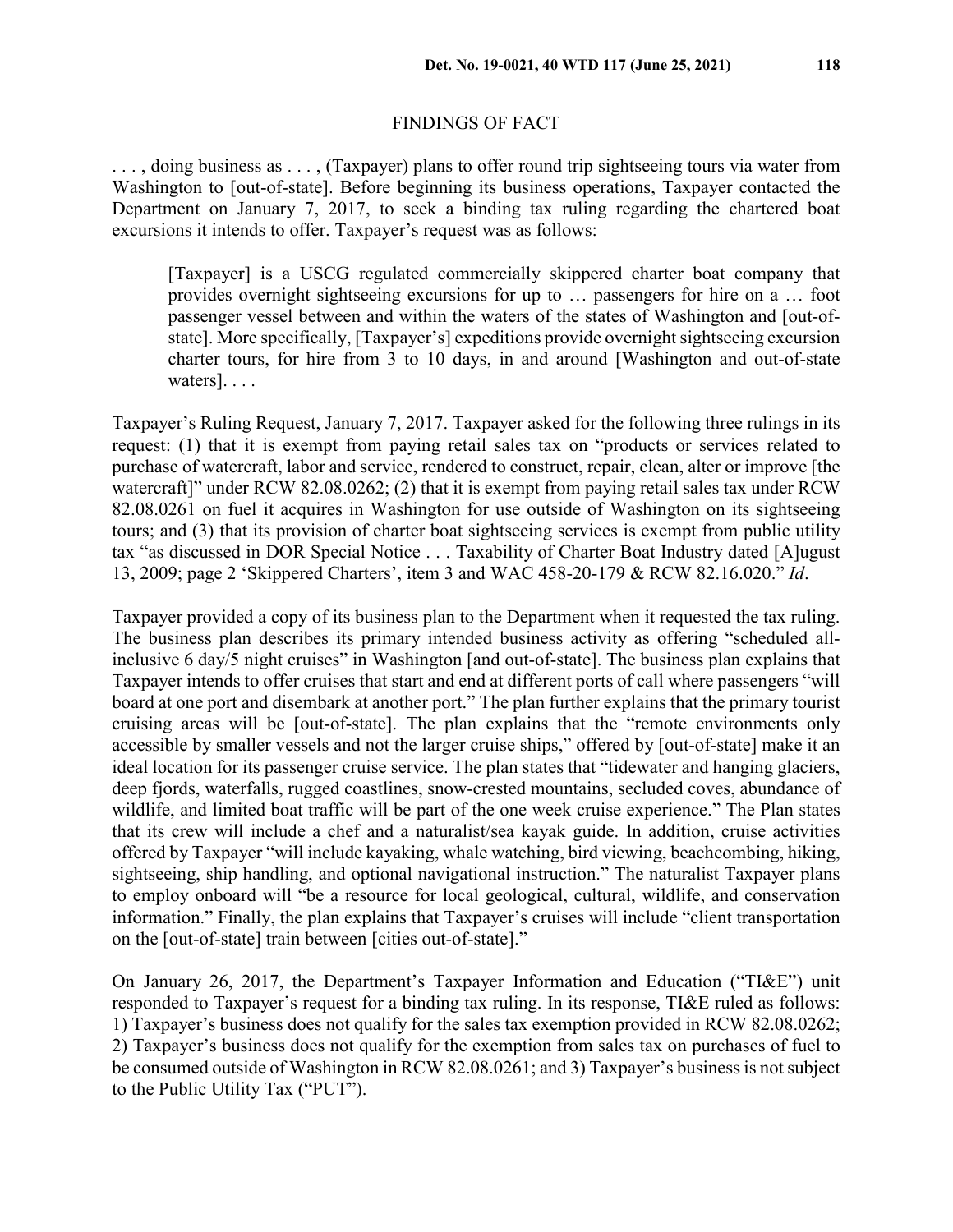## FINDINGS OF FACT

. . . , doing business as . . . , (Taxpayer) plans to offer round trip sightseeing tours via water from Washington to [out-of-state]. Before beginning its business operations, Taxpayer contacted the Department on January 7, 2017, to seek a binding tax ruling regarding the chartered boat excursions it intends to offer. Taxpayer's request was as follows:

> [Taxpayer] is a USCG regulated commercially skippered charter boat company that provides overnight sightseeing excursions for up to … passengers for hire on a … foot passenger vessel between and within the waters of the states of Washington and [out-of-state]. More specifically, [Taxpayer's] expeditions provide overnight sightseeing excursion charter tours, for hire from 3 to 10 days, in and around [Washington and out-of-state waters]. . . .

Taxpayer's Ruling Request, January 7, 2017. Taxpayer asked for the following three rulings in its request: (1) that it is exempt from paying retail sales tax on "products or services related to purchase of watercraft, labor and service, rendered to construct, repair, clean, alter or improve [the watercraft]" under RCW 82.08.0262; (2) that it is exempt from paying retail sales tax under RCW 82.08.0261 on fuel it acquires in Washington for use outside of Washington on its sightseeing tours; and (3) that its provision of charter boat sightseeing services is exempt from public utility tax "as discussed in DOR Special Notice . . . Taxability of Charter Boat Industry dated [A]ugust 13, 2009; page 2 'Skippered Charters', item 3 and WAC 458-20-179 & RCW 82.16.020." *Id*.

Taxpayer provided a copy of its business plan to the Department when it requested the tax ruling. The business plan describes its primary intended business activity as offering "scheduled all-inclusive 6 day/5 night cruises" in Washington [and out-of-state]. The business plan explains that Taxpayer intends to offer cruises that start and end at different ports of call where passengers "will board at one port and disembark at another port." The plan further explains that the primary tourist cruising areas will be [out-of-state]. The plan explains that the "remote environments only accessible by smaller vessels and not the larger cruise ships," offered by [out-of-state] make it an ideal location for its passenger cruise service. The plan states that "tidewater and hanging glaciers, deep fjords, waterfalls, rugged coastlines, snow-crested mountains, secluded coves, abundance of wildlife, and limited boat traffic will be part of the one week cruise experience." The Plan states that its crew will include a chef and a naturalist/sea kayak guide. In addition, cruise activities offered by Taxpayer "will include kayaking, whale watching, bird viewing, beachcombing, hiking, sightseeing, ship handling, and optional navigational instruction." The naturalist Taxpayer plans to employ onboard will "be a resource for local geological, cultural, wildlife, and conservation information." Finally, the plan explains that Taxpayer's cruises will include "client transportation on the [out-of-state] train between [cities out-of-state]."

On January 26, 2017, the Department's Taxpayer Information and Education ("TI&E") unit responded to Taxpayer's request for a binding tax ruling. In its response, TI&E ruled as follows: 1) Taxpayer's business does not qualify for the sales tax exemption provided in RCW 82.08.0262; 2) Taxpayer's business does not qualify for the exemption from sales tax on purchases of fuel to be consumed outside of Washington in RCW 82.08.0261; and 3) Taxpayer's business is not subject to the Public Utility Tax ("PUT").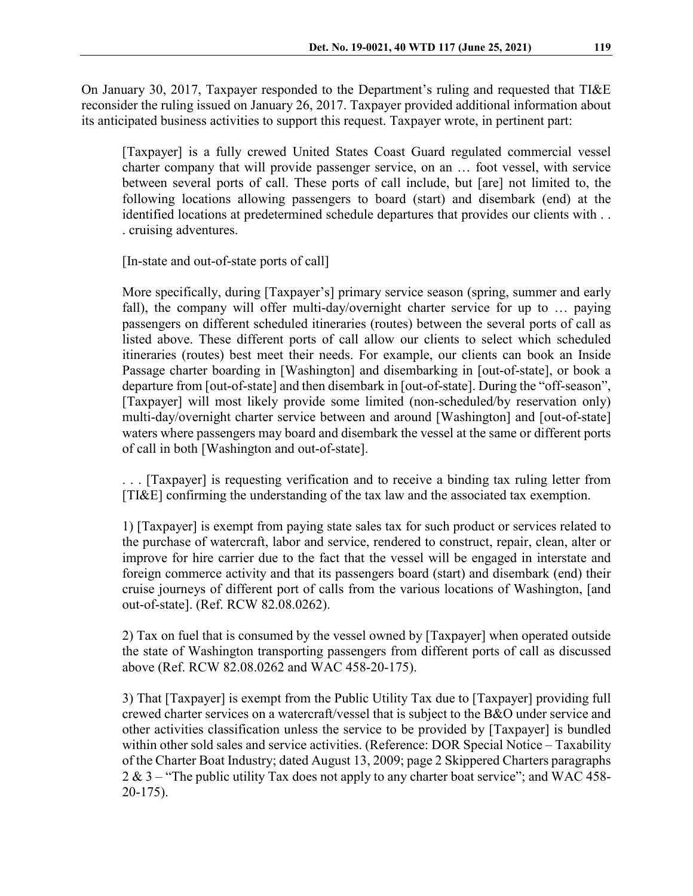On January 30, 2017, Taxpayer responded to the Department's ruling and requested that TI&E reconsider the ruling issued on January 26, 2017. Taxpayer provided additional information about its anticipated business activities to support this request. Taxpayer wrote, in pertinent part:

> [Taxpayer] is a fully crewed United States Coast Guard regulated commercial vessel charter company that will provide passenger service, on an … foot vessel, with service between several ports of call. These ports of call include, but [are] not limited to, the following locations allowing passengers to board (start) and disembark (end) at the identified locations at predetermined schedule departures that provides our clients with . . . cruising adventures.
>
> [In-state and out-of-state ports of call]
>
> More specifically, during [Taxpayer's] primary service season (spring, summer and early fall), the company will offer multi-day/overnight charter service for up to … paying passengers on different scheduled itineraries (routes) between the several ports of call as listed above. These different ports of call allow our clients to select which scheduled itineraries (routes) best meet their needs. For example, our clients can book an Inside Passage charter boarding in [Washington] and disembarking in [out-of-state], or book a departure from [out-of-state] and then disembark in [out-of-state]. During the "off-season", [Taxpayer] will most likely provide some limited (non-scheduled/by reservation only) multi-day/overnight charter service between and around [Washington] and [out-of-state] waters where passengers may board and disembark the vessel at the same or different ports of call in both [Washington and out-of-state].
>
> . . . [Taxpayer] is requesting verification and to receive a binding tax ruling letter from [TI&E] confirming the understanding of the tax law and the associated tax exemption.
>
> 1) [Taxpayer] is exempt from paying state sales tax for such product or services related to the purchase of watercraft, labor and service, rendered to construct, repair, clean, alter or improve for hire carrier due to the fact that the vessel will be engaged in interstate and foreign commerce activity and that its passengers board (start) and disembark (end) their cruise journeys of different port of calls from the various locations of Washington, [and out-of-state]. (Ref. RCW 82.08.0262).
>
> 2) Tax on fuel that is consumed by the vessel owned by [Taxpayer] when operated outside the state of Washington transporting passengers from different ports of call as discussed above (Ref. RCW 82.08.0262 and WAC 458-20-175).
>
> 3) That [Taxpayer] is exempt from the Public Utility Tax due to [Taxpayer] providing full crewed charter services on a watercraft/vessel that is subject to the B&O under service and other activities classification unless the service to be provided by [Taxpayer] is bundled within other sold sales and service activities. (Reference: DOR Special Notice – Taxability of the Charter Boat Industry; dated August 13, 2009; page 2 Skippered Charters paragraphs 2 & 3 – "The public utility Tax does not apply to any charter boat service"; and WAC 458-20-175).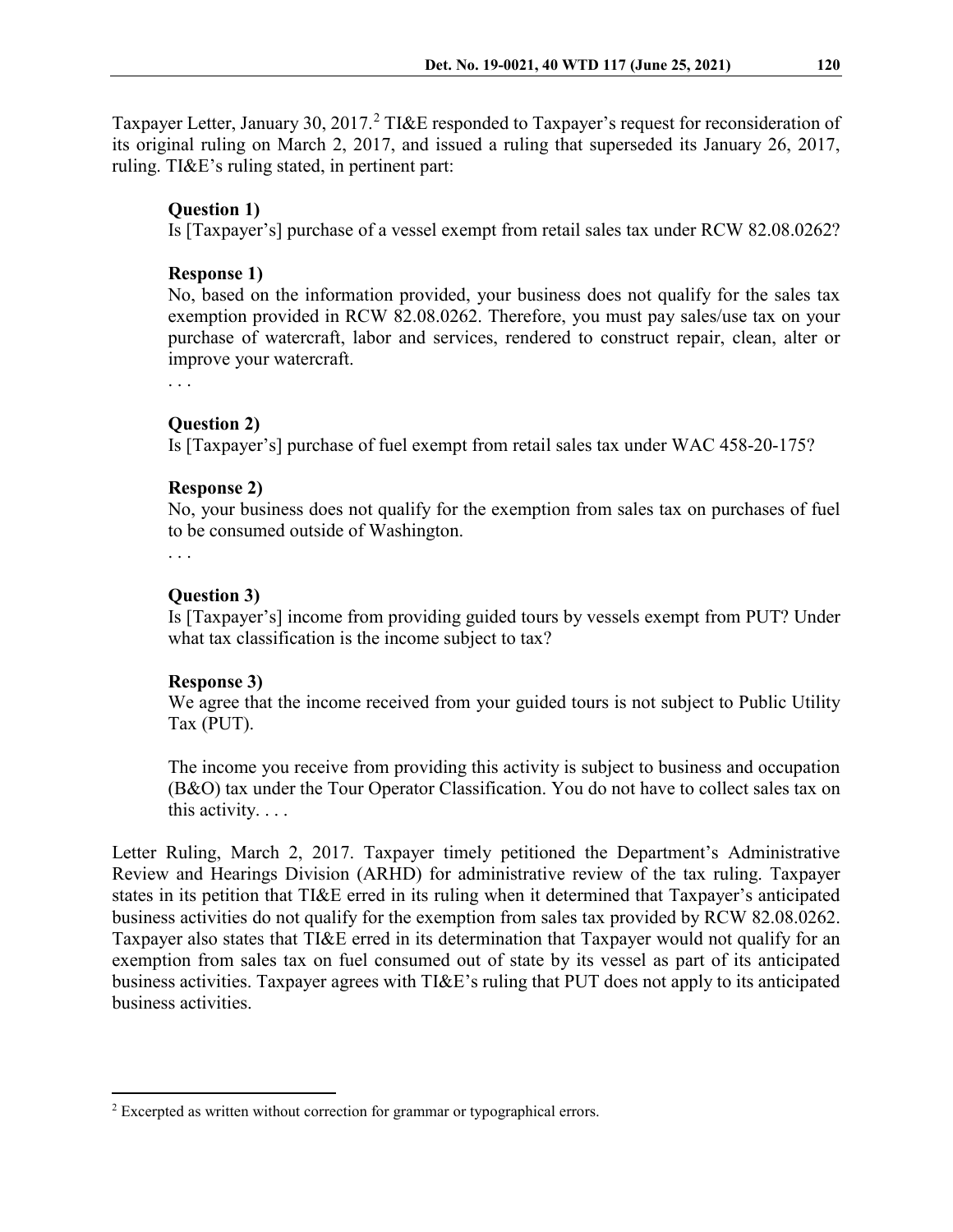Taxpayer Letter, January 30, 2017.[2] TI&E responded to Taxpayer's request for reconsideration of its original ruling on March 2, 2017, and issued a ruling that superseded its January 26, 2017, ruling. TI&E's ruling stated, in pertinent part:

> **Question 1)**
> Is [Taxpayer's] purchase of a vessel exempt from retail sales tax under RCW 82.08.0262?
>
> **Response 1)**
> No, based on the information provided, your business does not qualify for the sales tax exemption provided in RCW 82.08.0262. Therefore, you must pay sales/use tax on your purchase of watercraft, labor and services, rendered to construct repair, clean, alter or improve your watercraft.
>
> . . .
>
> **Question 2)**
> Is [Taxpayer's] purchase of fuel exempt from retail sales tax under WAC 458-20-175?
>
> **Response 2)**
> No, your business does not qualify for the exemption from sales tax on purchases of fuel to be consumed outside of Washington.
>
> . . .
>
> **Question 3)**
> Is [Taxpayer's] income from providing guided tours by vessels exempt from PUT? Under what tax classification is the income subject to tax?
>
> **Response 3)**
> We agree that the income received from your guided tours is not subject to Public Utility Tax (PUT).
>
> The income you receive from providing this activity is subject to business and occupation (B&O) tax under the Tour Operator Classification. You do not have to collect sales tax on this activity. . . .

Letter Ruling, March 2, 2017. Taxpayer timely petitioned the Department's Administrative Review and Hearings Division (ARHD) for administrative review of the tax ruling. Taxpayer states in its petition that TI&E erred in its ruling when it determined that Taxpayer's anticipated business activities do not qualify for the exemption from sales tax provided by RCW 82.08.0262. Taxpayer also states that TI&E erred in its determination that Taxpayer would not qualify for an exemption from sales tax on fuel consumed out of state by its vessel as part of its anticipated business activities. Taxpayer agrees with TI&E's ruling that PUT does not apply to its anticipated business activities.

---

[2] Excerpted as written without correction for grammar or typographical errors.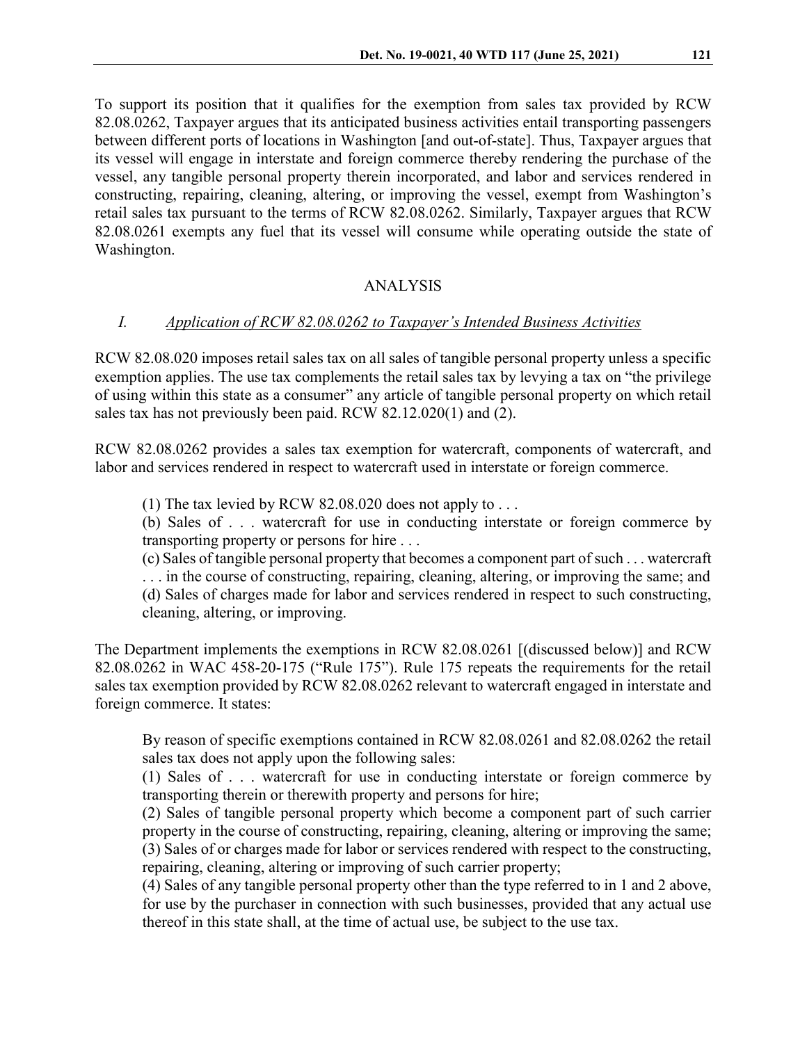To support its position that it qualifies for the exemption from sales tax provided by RCW 82.08.0262, Taxpayer argues that its anticipated business activities entail transporting passengers between different ports of locations in Washington [and out-of-state]. Thus, Taxpayer argues that its vessel will engage in interstate and foreign commerce thereby rendering the purchase of the vessel, any tangible personal property therein incorporated, and labor and services rendered in constructing, repairing, cleaning, altering, or improving the vessel, exempt from Washington's retail sales tax pursuant to the terms of RCW 82.08.0262. Similarly, Taxpayer argues that RCW 82.08.0261 exempts any fuel that its vessel will consume while operating outside the state of Washington.

## ANALYSIS

### *I. Application of RCW 82.08.0262 to Taxpayer's Intended Business Activities*

RCW 82.08.020 imposes retail sales tax on all sales of tangible personal property unless a specific exemption applies. The use tax complements the retail sales tax by levying a tax on "the privilege of using within this state as a consumer" any article of tangible personal property on which retail sales tax has not previously been paid. RCW 82.12.020(1) and (2).

RCW 82.08.0262 provides a sales tax exemption for watercraft, components of watercraft, and labor and services rendered in respect to watercraft used in interstate or foreign commerce.

> (1) The tax levied by RCW 82.08.020 does not apply to . . .
> (b) Sales of . . . watercraft for use in conducting interstate or foreign commerce by transporting property or persons for hire . . .
> (c) Sales of tangible personal property that becomes a component part of such . . . watercraft . . . in the course of constructing, repairing, cleaning, altering, or improving the same; and
> (d) Sales of charges made for labor and services rendered in respect to such constructing, cleaning, altering, or improving.

The Department implements the exemptions in RCW 82.08.0261 [(discussed below)] and RCW 82.08.0262 in WAC 458-20-175 ("Rule 175"). Rule 175 repeats the requirements for the retail sales tax exemption provided by RCW 82.08.0262 relevant to watercraft engaged in interstate and foreign commerce. It states:

> By reason of specific exemptions contained in RCW 82.08.0261 and 82.08.0262 the retail sales tax does not apply upon the following sales:
> (1) Sales of . . . watercraft for use in conducting interstate or foreign commerce by transporting therein or therewith property and persons for hire;
> (2) Sales of tangible personal property which become a component part of such carrier property in the course of constructing, repairing, cleaning, altering or improving the same;
> (3) Sales of or charges made for labor or services rendered with respect to the constructing, repairing, cleaning, altering or improving of such carrier property;
> (4) Sales of any tangible personal property other than the type referred to in 1 and 2 above, for use by the purchaser in connection with such businesses, provided that any actual use thereof in this state shall, at the time of actual use, be subject to the use tax.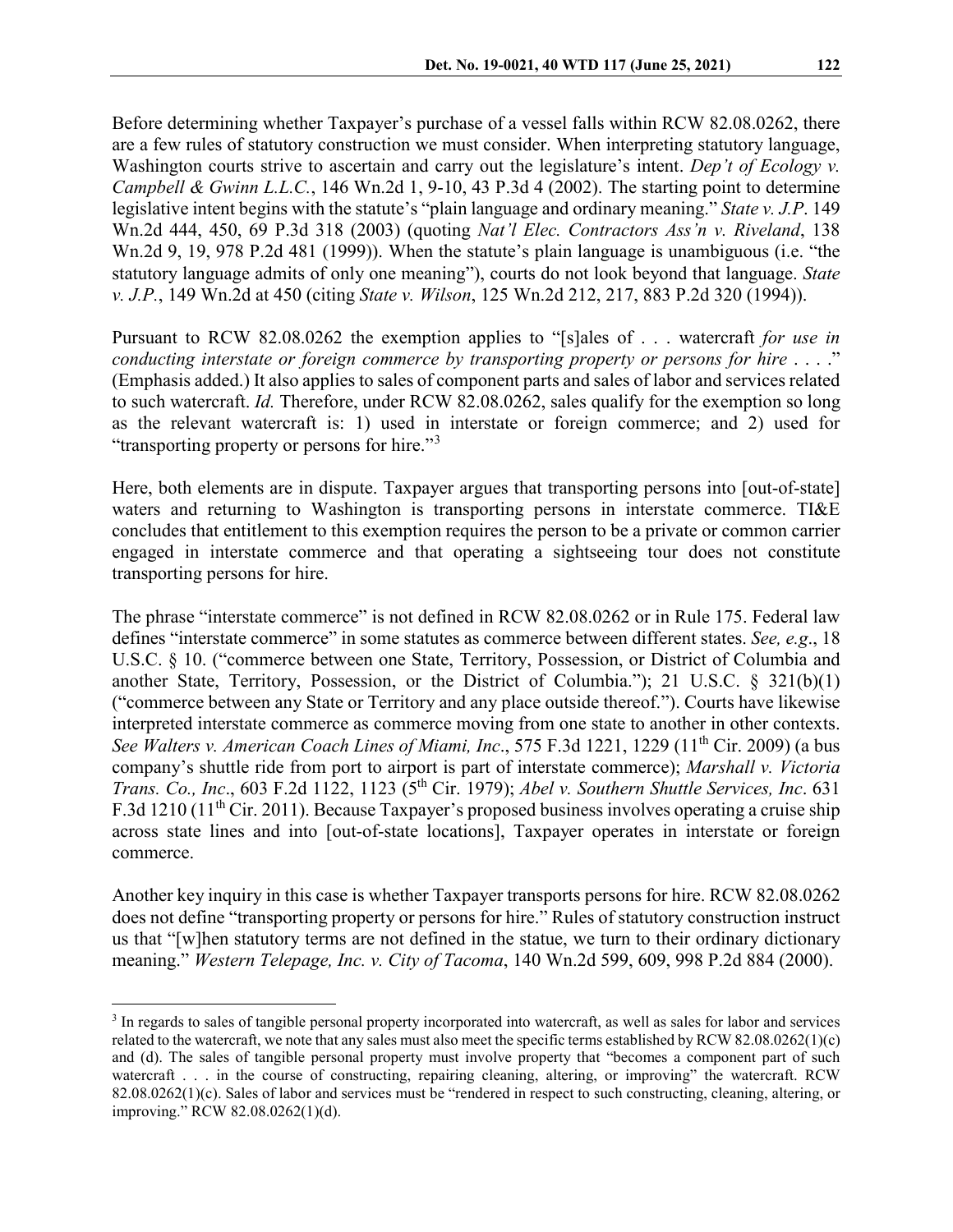Before determining whether Taxpayer's purchase of a vessel falls within RCW 82.08.0262, there are a few rules of statutory construction we must consider. When interpreting statutory language, Washington courts strive to ascertain and carry out the legislature's intent. *Dep't of Ecology v. Campbell & Gwinn L.L.C.*, 146 Wn.2d 1, 9-10, 43 P.3d 4 (2002). The starting point to determine legislative intent begins with the statute's "plain language and ordinary meaning." *State v. J.P*. 149 Wn.2d 444, 450, 69 P.3d 318 (2003) (quoting *Nat'l Elec. Contractors Ass'n v. Riveland*, 138 Wn.2d 9, 19, 978 P.2d 481 (1999)). When the statute's plain language is unambiguous (i.e. "the statutory language admits of only one meaning"), courts do not look beyond that language. *State v. J.P.*, 149 Wn.2d at 450 (citing *State v. Wilson*, 125 Wn.2d 212, 217, 883 P.2d 320 (1994)).

Pursuant to RCW 82.08.0262 the exemption applies to "[s]ales of . . . watercraft *for use in conducting interstate or foreign commerce by transporting property or persons for hire* . . . ." (Emphasis added.) It also applies to sales of component parts and sales of labor and services related to such watercraft. *Id.* Therefore, under RCW 82.08.0262, sales qualify for the exemption so long as the relevant watercraft is: 1) used in interstate or foreign commerce; and 2) used for "transporting property or persons for hire."[3]

Here, both elements are in dispute. Taxpayer argues that transporting persons into [out-of-state] waters and returning to Washington is transporting persons in interstate commerce. TI&E concludes that entitlement to this exemption requires the person to be a private or common carrier engaged in interstate commerce and that operating a sightseeing tour does not constitute transporting persons for hire.

The phrase "interstate commerce" is not defined in RCW 82.08.0262 or in Rule 175. Federal law defines "interstate commerce" in some statutes as commerce between different states. *See, e.g*., 18 U.S.C. § 10. ("commerce between one State, Territory, Possession, or District of Columbia and another State, Territory, Possession, or the District of Columbia."); 21 U.S.C. § 321(b)(1) ("commerce between any State or Territory and any place outside thereof."). Courts have likewise interpreted interstate commerce as commerce moving from one state to another in other contexts. *See Walters v. American Coach Lines of Miami, Inc*., 575 F.3d 1221, 1229 (11th Cir. 2009) (a bus company's shuttle ride from port to airport is part of interstate commerce); *Marshall v. Victoria Trans. Co., Inc*., 603 F.2d 1122, 1123 (5th Cir. 1979); *Abel v. Southern Shuttle Services, Inc*. 631 F.3d 1210 (11th Cir. 2011). Because Taxpayer's proposed business involves operating a cruise ship across state lines and into [out-of-state locations], Taxpayer operates in interstate or foreign commerce.

Another key inquiry in this case is whether Taxpayer transports persons for hire. RCW 82.08.0262 does not define "transporting property or persons for hire." Rules of statutory construction instruct us that "[w]hen statutory terms are not defined in the statue, we turn to their ordinary dictionary meaning." *Western Telepage, Inc. v. City of Tacoma*, 140 Wn.2d 599, 609, 998 P.2d 884 (2000).

---

[3] In regards to sales of tangible personal property incorporated into watercraft, as well as sales for labor and services related to the watercraft, we note that any sales must also meet the specific terms established by RCW 82.08.0262(1)(c) and (d). The sales of tangible personal property must involve property that "becomes a component part of such watercraft . . . in the course of constructing, repairing cleaning, altering, or improving" the watercraft. RCW 82.08.0262(1)(c). Sales of labor and services must be "rendered in respect to such constructing, cleaning, altering, or improving." RCW 82.08.0262(1)(d).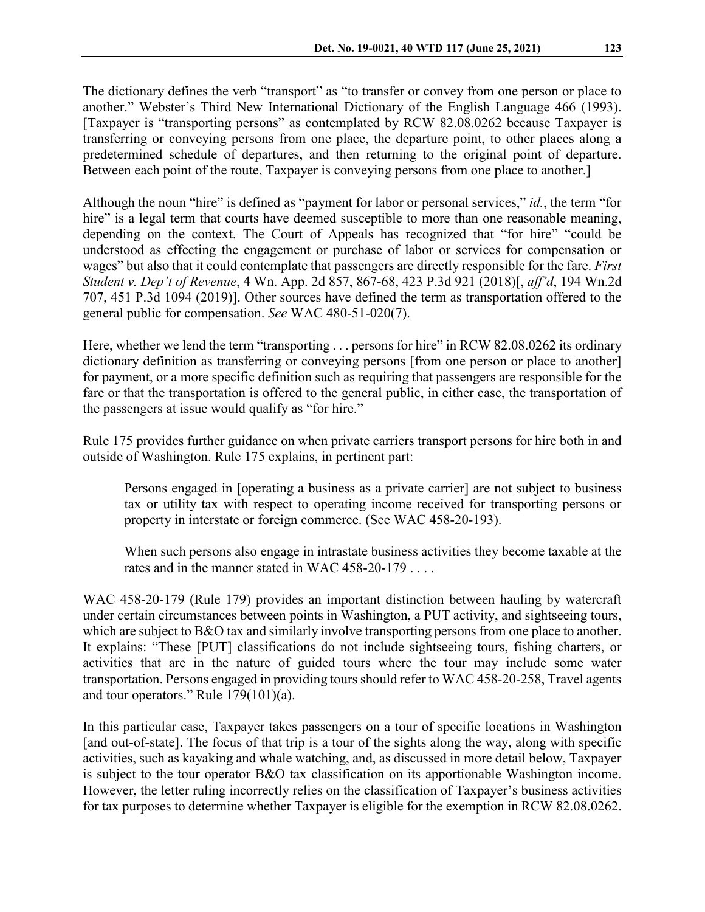The dictionary defines the verb "transport" as "to transfer or convey from one person or place to another." Webster's Third New International Dictionary of the English Language 466 (1993). [Taxpayer is "transporting persons" as contemplated by RCW 82.08.0262 because Taxpayer is transferring or conveying persons from one place, the departure point, to other places along a predetermined schedule of departures, and then returning to the original point of departure. Between each point of the route, Taxpayer is conveying persons from one place to another.]

Although the noun "hire" is defined as "payment for labor or personal services," *id.*, the term "for hire" is a legal term that courts have deemed susceptible to more than one reasonable meaning, depending on the context. The Court of Appeals has recognized that "for hire" "could be understood as effecting the engagement or purchase of labor or services for compensation or wages" but also that it could contemplate that passengers are directly responsible for the fare. *First Student v. Dep't of Revenue*, 4 Wn. App. 2d 857, 867-68, 423 P.3d 921 (2018)[, *aff'd*, 194 Wn.2d 707, 451 P.3d 1094 (2019)]. Other sources have defined the term as transportation offered to the general public for compensation. *See* WAC 480-51-020(7).

Here, whether we lend the term "transporting . . . persons for hire" in RCW 82.08.0262 its ordinary dictionary definition as transferring or conveying persons [from one person or place to another] for payment, or a more specific definition such as requiring that passengers are responsible for the fare or that the transportation is offered to the general public, in either case, the transportation of the passengers at issue would qualify as "for hire."

Rule 175 provides further guidance on when private carriers transport persons for hire both in and outside of Washington. Rule 175 explains, in pertinent part:

> Persons engaged in [operating a business as a private carrier] are not subject to business tax or utility tax with respect to operating income received for transporting persons or property in interstate or foreign commerce. (See WAC 458-20-193).
>
> When such persons also engage in intrastate business activities they become taxable at the rates and in the manner stated in WAC 458-20-179 . . . .

WAC 458-20-179 (Rule 179) provides an important distinction between hauling by watercraft under certain circumstances between points in Washington, a PUT activity, and sightseeing tours, which are subject to B&O tax and similarly involve transporting persons from one place to another. It explains: "These [PUT] classifications do not include sightseeing tours, fishing charters, or activities that are in the nature of guided tours where the tour may include some water transportation. Persons engaged in providing tours should refer to WAC 458-20-258, Travel agents and tour operators." Rule 179(101)(a).

In this particular case, Taxpayer takes passengers on a tour of specific locations in Washington [and out-of-state]. The focus of that trip is a tour of the sights along the way, along with specific activities, such as kayaking and whale watching, and, as discussed in more detail below, Taxpayer is subject to the tour operator B&O tax classification on its apportionable Washington income. However, the letter ruling incorrectly relies on the classification of Taxpayer's business activities for tax purposes to determine whether Taxpayer is eligible for the exemption in RCW 82.08.0262.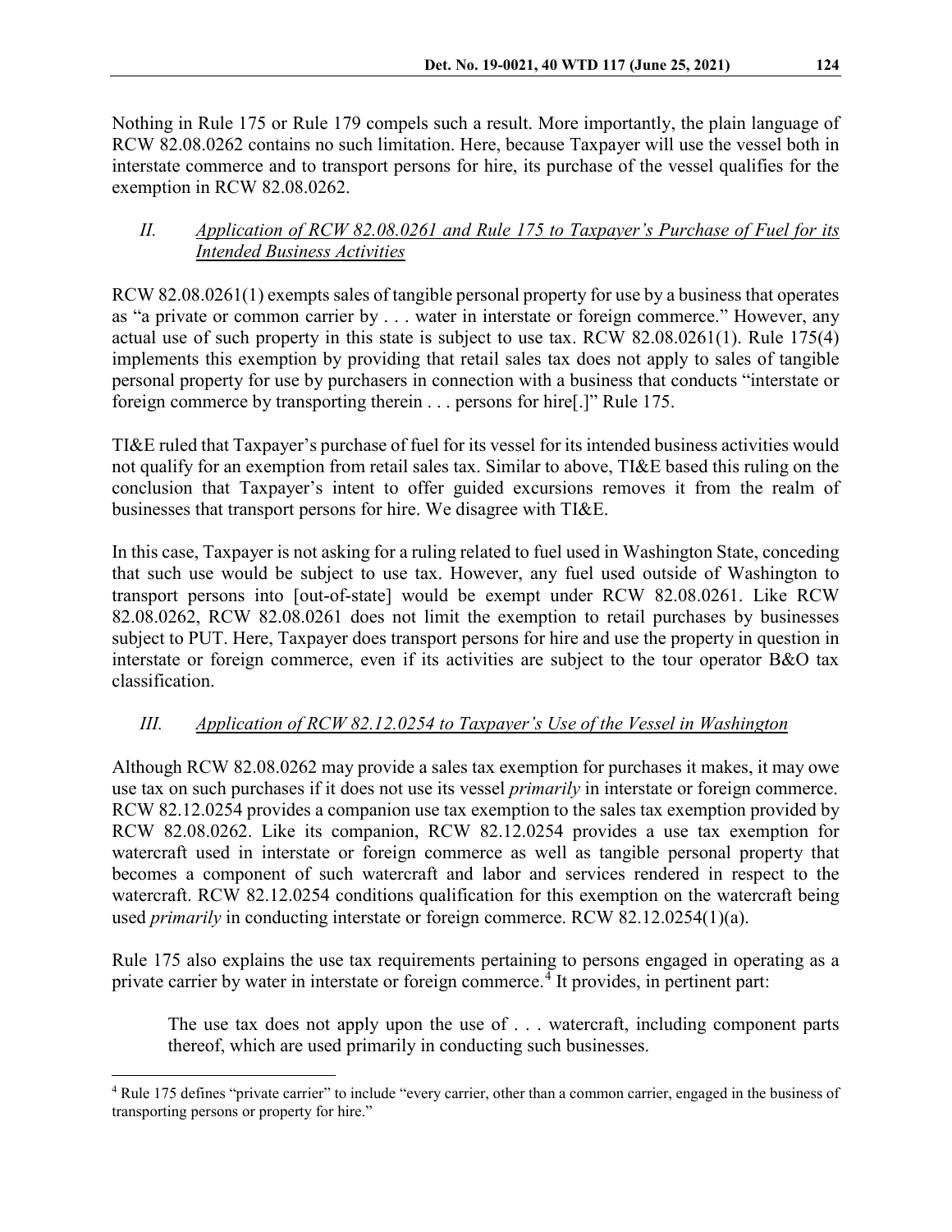Nothing in Rule 175 or Rule 179 compels such a result. More importantly, the plain language of RCW 82.08.0262 contains no such limitation. Here, because Taxpayer will use the vessel both in interstate commerce and to transport persons for hire, its purchase of the vessel qualifies for the exemption in RCW 82.08.0262.

## *II. Application of RCW 82.08.0261 and Rule 175 to Taxpayer's Purchase of Fuel for its Intended Business Activities*

RCW 82.08.0261(1) exempts sales of tangible personal property for use by a business that operates as "a private or common carrier by . . . water in interstate or foreign commerce." However, any actual use of such property in this state is subject to use tax. RCW 82.08.0261(1). Rule 175(4) implements this exemption by providing that retail sales tax does not apply to sales of tangible personal property for use by purchasers in connection with a business that conducts "interstate or foreign commerce by transporting therein . . . persons for hire[.]" Rule 175.

TI&E ruled that Taxpayer's purchase of fuel for its vessel for its intended business activities would not qualify for an exemption from retail sales tax. Similar to above, TI&E based this ruling on the conclusion that Taxpayer's intent to offer guided excursions removes it from the realm of businesses that transport persons for hire. We disagree with TI&E.

In this case, Taxpayer is not asking for a ruling related to fuel used in Washington State, conceding that such use would be subject to use tax. However, any fuel used outside of Washington to transport persons into [out-of-state] would be exempt under RCW 82.08.0261. Like RCW 82.08.0262, RCW 82.08.0261 does not limit the exemption to retail purchases by businesses subject to PUT. Here, Taxpayer does transport persons for hire and use the property in question in interstate or foreign commerce, even if its activities are subject to the tour operator B&O tax classification.

## *III. Application of RCW 82.12.0254 to Taxpayer's Use of the Vessel in Washington*

Although RCW 82.08.0262 may provide a sales tax exemption for purchases it makes, it may owe use tax on such purchases if it does not use its vessel *primarily* in interstate or foreign commerce. RCW 82.12.0254 provides a companion use tax exemption to the sales tax exemption provided by RCW 82.08.0262. Like its companion, RCW 82.12.0254 provides a use tax exemption for watercraft used in interstate or foreign commerce as well as tangible personal property that becomes a component of such watercraft and labor and services rendered in respect to the watercraft. RCW 82.12.0254 conditions qualification for this exemption on the watercraft being used *primarily* in conducting interstate or foreign commerce. RCW 82.12.0254(1)(a).

Rule 175 also explains the use tax requirements pertaining to persons engaged in operating as a private carrier by water in interstate or foreign commerce.[4] It provides, in pertinent part:

> The use tax does not apply upon the use of . . . watercraft, including component parts thereof, which are used primarily in conducting such businesses.

---

[4] Rule 175 defines "private carrier" to include "every carrier, other than a common carrier, engaged in the business of transporting persons or property for hire."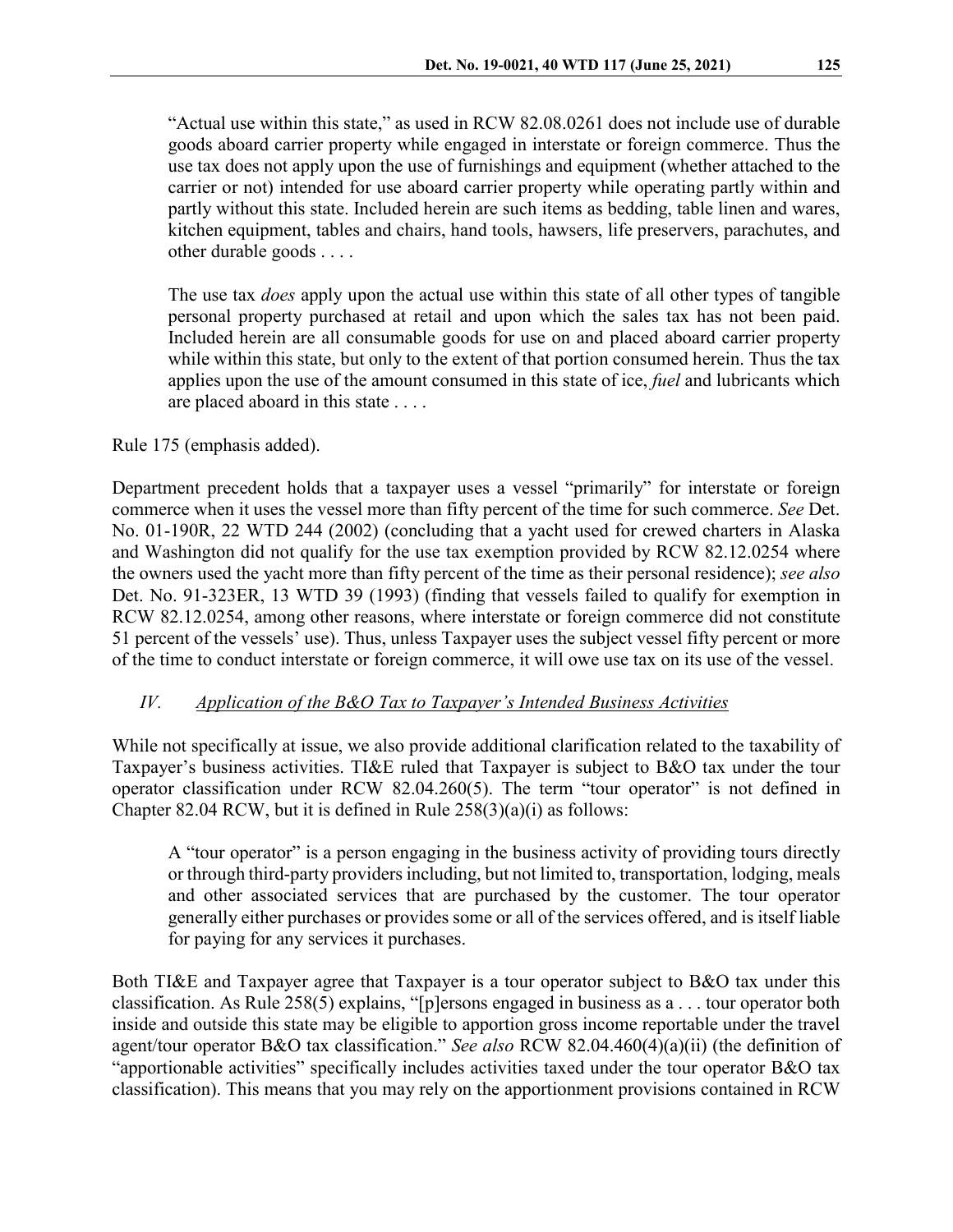> "Actual use within this state," as used in RCW 82.08.0261 does not include use of durable goods aboard carrier property while engaged in interstate or foreign commerce. Thus the use tax does not apply upon the use of furnishings and equipment (whether attached to the carrier or not) intended for use aboard carrier property while operating partly within and partly without this state. Included herein are such items as bedding, table linen and wares, kitchen equipment, tables and chairs, hand tools, hawsers, life preservers, parachutes, and other durable goods . . . .
>
> The use tax *does* apply upon the actual use within this state of all other types of tangible personal property purchased at retail and upon which the sales tax has not been paid. Included herein are all consumable goods for use on and placed aboard carrier property while within this state, but only to the extent of that portion consumed herein. Thus the tax applies upon the use of the amount consumed in this state of ice, *fuel* and lubricants which are placed aboard in this state . . . .

Rule 175 (emphasis added).

Department precedent holds that a taxpayer uses a vessel "primarily" for interstate or foreign commerce when it uses the vessel more than fifty percent of the time for such commerce. *See* Det. No. 01-190R, 22 WTD 244 (2002) (concluding that a yacht used for crewed charters in Alaska and Washington did not qualify for the use tax exemption provided by RCW 82.12.0254 where the owners used the yacht more than fifty percent of the time as their personal residence); *see also* Det. No. 91-323ER, 13 WTD 39 (1993) (finding that vessels failed to qualify for exemption in RCW 82.12.0254, among other reasons, where interstate or foreign commerce did not constitute 51 percent of the vessels' use). Thus, unless Taxpayer uses the subject vessel fifty percent or more of the time to conduct interstate or foreign commerce, it will owe use tax on its use of the vessel.

### *IV. Application of the B&O Tax to Taxpayer's Intended Business Activities*

While not specifically at issue, we also provide additional clarification related to the taxability of Taxpayer's business activities. TI&E ruled that Taxpayer is subject to B&O tax under the tour operator classification under RCW 82.04.260(5). The term "tour operator" is not defined in Chapter 82.04 RCW, but it is defined in Rule 258(3)(a)(i) as follows:

> A "tour operator" is a person engaging in the business activity of providing tours directly or through third-party providers including, but not limited to, transportation, lodging, meals and other associated services that are purchased by the customer. The tour operator generally either purchases or provides some or all of the services offered, and is itself liable for paying for any services it purchases.

Both TI&E and Taxpayer agree that Taxpayer is a tour operator subject to B&O tax under this classification. As Rule 258(5) explains, "[p]ersons engaged in business as a . . . tour operator both inside and outside this state may be eligible to apportion gross income reportable under the travel agent/tour operator B&O tax classification." *See also* RCW 82.04.460(4)(a)(ii) (the definition of "apportionable activities" specifically includes activities taxed under the tour operator B&O tax classification). This means that you may rely on the apportionment provisions contained in RCW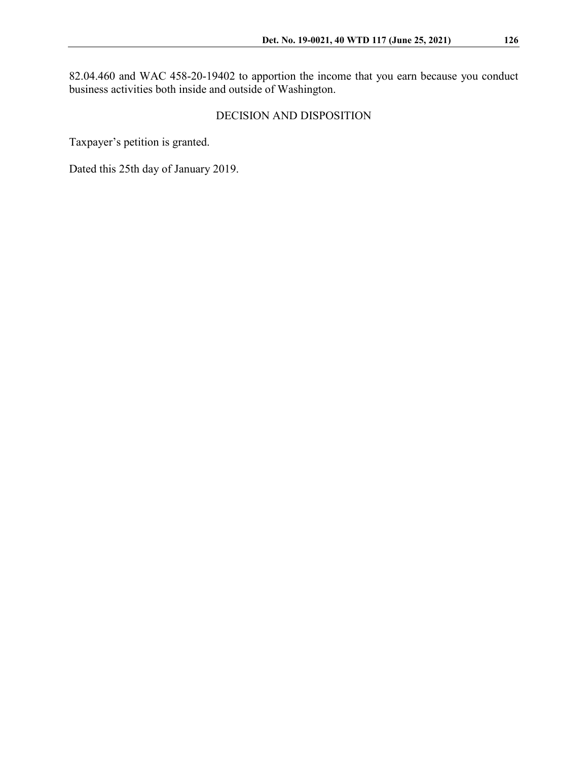82.04.460 and WAC 458-20-19402 to apportion the income that you earn because you conduct business activities both inside and outside of Washington.

## DECISION AND DISPOSITION

Taxpayer's petition is granted.

Dated this 25th day of January 2019.